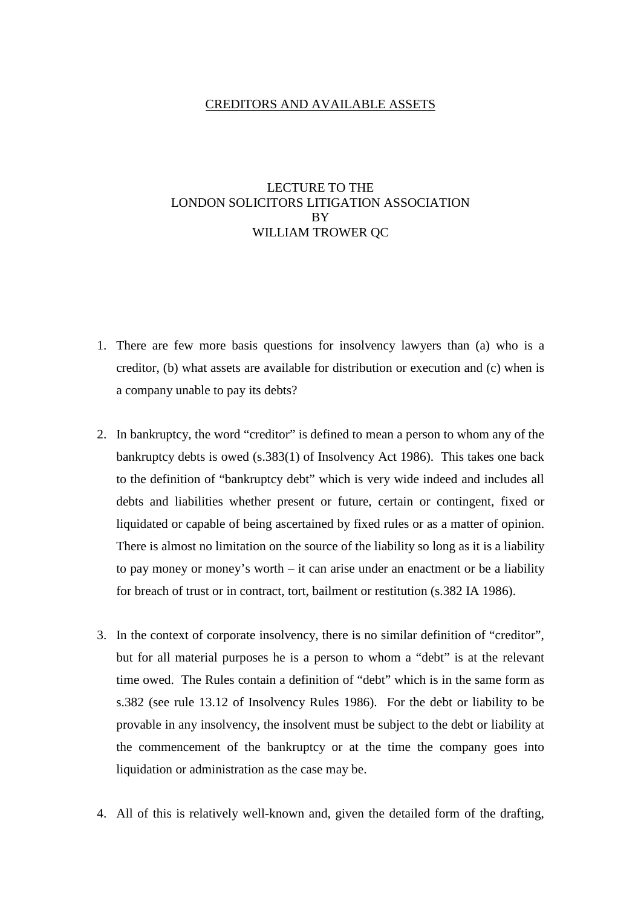# CREDITORS AND AVAILABLE ASSETS

LECTURE TO THE
LONDON SOLICITORS LITIGATION ASSOCIATION
BY
WILLIAM TROWER QC

1. There are few more basis questions for insolvency lawyers than (a) who is a creditor, (b) what assets are available for distribution or execution and (c) when is a company unable to pay its debts?

2. In bankruptcy, the word "creditor" is defined to mean a person to whom any of the bankruptcy debts is owed (s.383(1) of Insolvency Act 1986). This takes one back to the definition of "bankruptcy debt" which is very wide indeed and includes all debts and liabilities whether present or future, certain or contingent, fixed or liquidated or capable of being ascertained by fixed rules or as a matter of opinion. There is almost no limitation on the source of the liability so long as it is a liability to pay money or money's worth – it can arise under an enactment or be a liability for breach of trust or in contract, tort, bailment or restitution (s.382 IA 1986).

3. In the context of corporate insolvency, there is no similar definition of "creditor", but for all material purposes he is a person to whom a "debt" is at the relevant time owed. The Rules contain a definition of "debt" which is in the same form as s.382 (see rule 13.12 of Insolvency Rules 1986). For the debt or liability to be provable in any insolvency, the insolvent must be subject to the debt or liability at the commencement of the bankruptcy or at the time the company goes into liquidation or administration as the case may be.

4. All of this is relatively well-known and, given the detailed form of the drafting,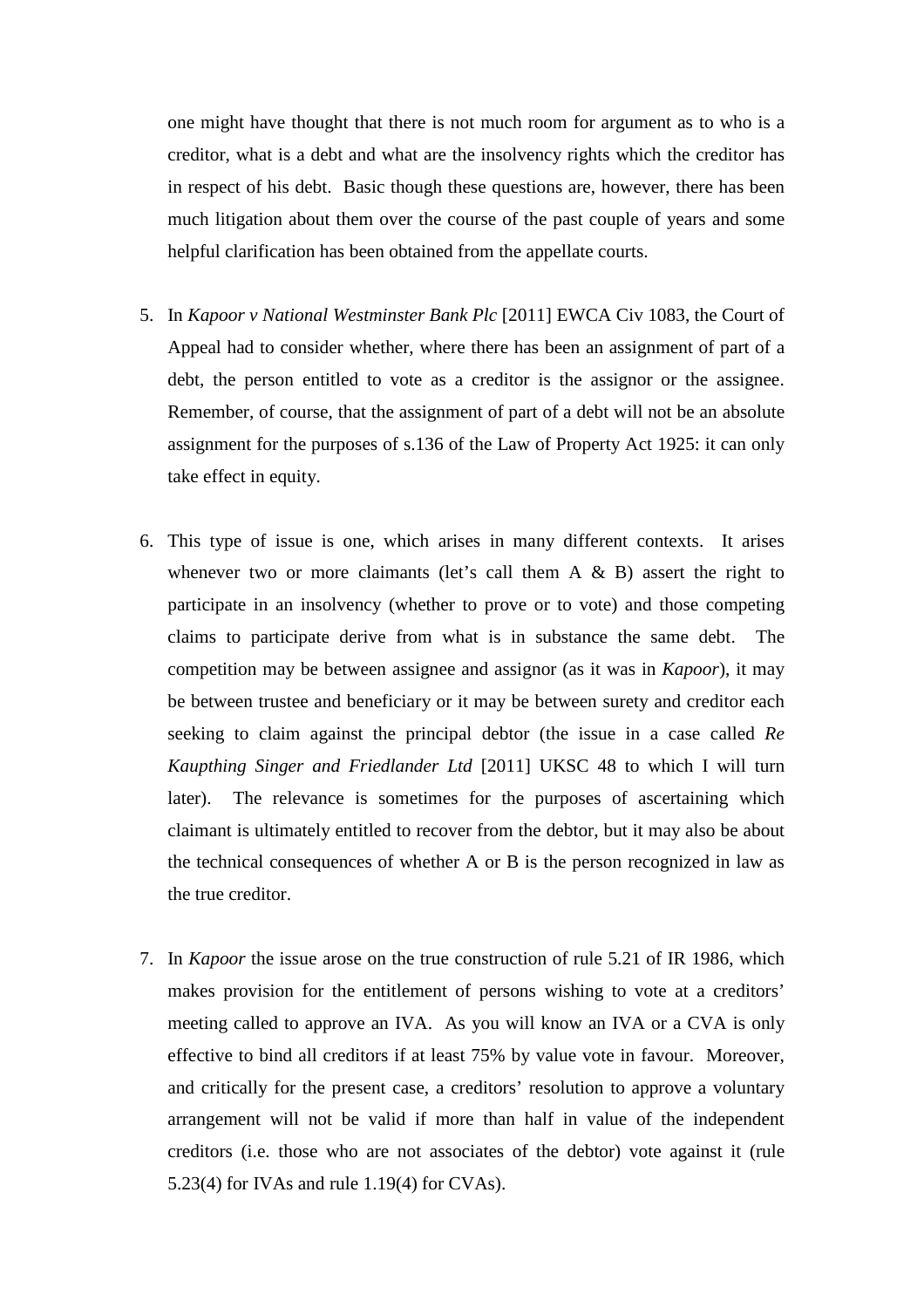one might have thought that there is not much room for argument as to who is a creditor, what is a debt and what are the insolvency rights which the creditor has in respect of his debt. Basic though these questions are, however, there has been much litigation about them over the course of the past couple of years and some helpful clarification has been obtained from the appellate courts.

5. In *Kapoor v National Westminster Bank Plc* [2011] EWCA Civ 1083, the Court of Appeal had to consider whether, where there has been an assignment of part of a debt, the person entitled to vote as a creditor is the assignor or the assignee. Remember, of course, that the assignment of part of a debt will not be an absolute assignment for the purposes of s.136 of the Law of Property Act 1925: it can only take effect in equity.

6. This type of issue is one, which arises in many different contexts. It arises whenever two or more claimants (let's call them A & B) assert the right to participate in an insolvency (whether to prove or to vote) and those competing claims to participate derive from what is in substance the same debt. The competition may be between assignee and assignor (as it was in *Kapoor*), it may be between trustee and beneficiary or it may be between surety and creditor each seeking to claim against the principal debtor (the issue in a case called *Re Kaupthing Singer and Friedlander Ltd* [2011] UKSC 48 to which I will turn later). The relevance is sometimes for the purposes of ascertaining which claimant is ultimately entitled to recover from the debtor, but it may also be about the technical consequences of whether A or B is the person recognized in law as the true creditor.

7. In *Kapoor* the issue arose on the true construction of rule 5.21 of IR 1986, which makes provision for the entitlement of persons wishing to vote at a creditors' meeting called to approve an IVA. As you will know an IVA or a CVA is only effective to bind all creditors if at least 75% by value vote in favour. Moreover, and critically for the present case, a creditors' resolution to approve a voluntary arrangement will not be valid if more than half in value of the independent creditors (i.e. those who are not associates of the debtor) vote against it (rule 5.23(4) for IVAs and rule 1.19(4) for CVAs).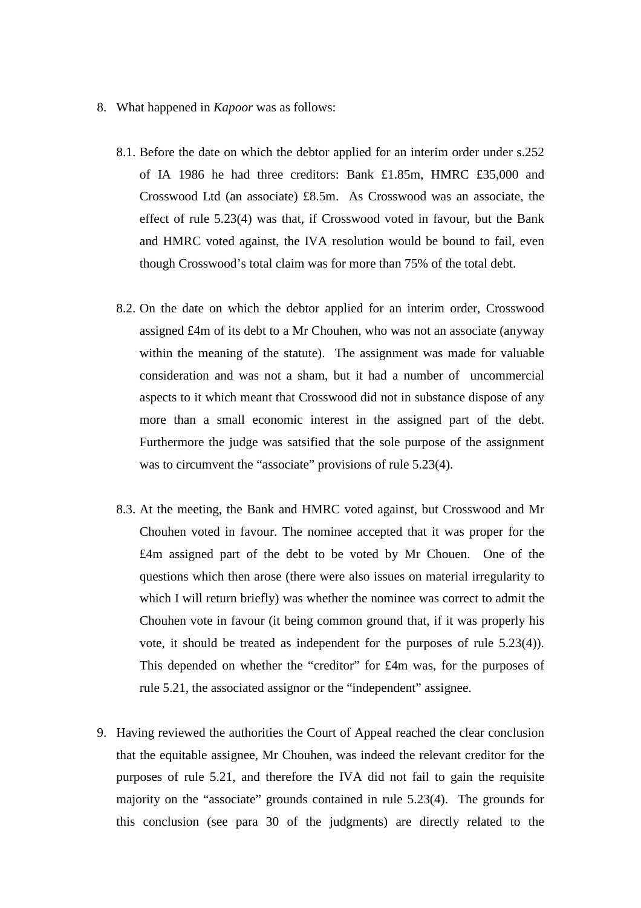8. What happened in *Kapoor* was as follows:

   8.1. Before the date on which the debtor applied for an interim order under s.252 of IA 1986 he had three creditors: Bank £1.85m, HMRC £35,000 and Crosswood Ltd (an associate) £8.5m. As Crosswood was an associate, the effect of rule 5.23(4) was that, if Crosswood voted in favour, but the Bank and HMRC voted against, the IVA resolution would be bound to fail, even though Crosswood's total claim was for more than 75% of the total debt.

   8.2. On the date on which the debtor applied for an interim order, Crosswood assigned £4m of its debt to a Mr Chouhen, who was not an associate (anyway within the meaning of the statute). The assignment was made for valuable consideration and was not a sham, but it had a number of uncommercial aspects to it which meant that Crosswood did not in substance dispose of any more than a small economic interest in the assigned part of the debt. Furthermore the judge was satsified that the sole purpose of the assignment was to circumvent the "associate" provisions of rule 5.23(4).

   8.3. At the meeting, the Bank and HMRC voted against, but Crosswood and Mr Chouhen voted in favour. The nominee accepted that it was proper for the £4m assigned part of the debt to be voted by Mr Chouen. One of the questions which then arose (there were also issues on material irregularity to which I will return briefly) was whether the nominee was correct to admit the Chouhen vote in favour (it being common ground that, if it was properly his vote, it should be treated as independent for the purposes of rule 5.23(4)). This depended on whether the "creditor" for £4m was, for the purposes of rule 5.21, the associated assignor or the "independent" assignee.

9. Having reviewed the authorities the Court of Appeal reached the clear conclusion that the equitable assignee, Mr Chouhen, was indeed the relevant creditor for the purposes of rule 5.21, and therefore the IVA did not fail to gain the requisite majority on the "associate" grounds contained in rule 5.23(4). The grounds for this conclusion (see para 30 of the judgments) are directly related to the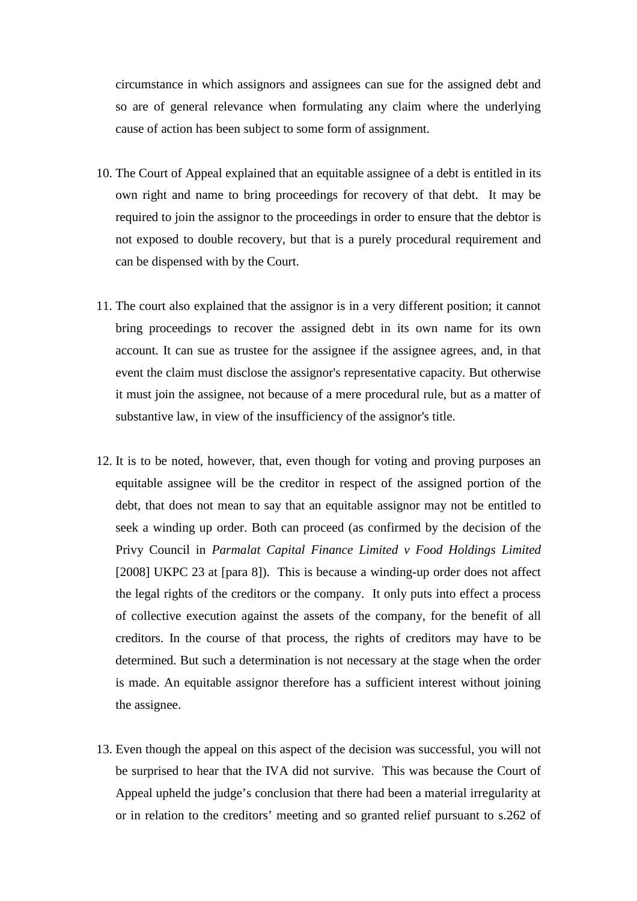circumstance in which assignors and assignees can sue for the assigned debt and so are of general relevance when formulating any claim where the underlying cause of action has been subject to some form of assignment.

10. The Court of Appeal explained that an equitable assignee of a debt is entitled in its own right and name to bring proceedings for recovery of that debt. It may be required to join the assignor to the proceedings in order to ensure that the debtor is not exposed to double recovery, but that is a purely procedural requirement and can be dispensed with by the Court.

11. The court also explained that the assignor is in a very different position; it cannot bring proceedings to recover the assigned debt in its own name for its own account. It can sue as trustee for the assignee if the assignee agrees, and, in that event the claim must disclose the assignor's representative capacity. But otherwise it must join the assignee, not because of a mere procedural rule, but as a matter of substantive law, in view of the insufficiency of the assignor's title.

12. It is to be noted, however, that, even though for voting and proving purposes an equitable assignee will be the creditor in respect of the assigned portion of the debt, that does not mean to say that an equitable assignor may not be entitled to seek a winding up order. Both can proceed (as confirmed by the decision of the Privy Council in *Parmalat Capital Finance Limited v Food Holdings Limited* [2008] UKPC 23 at [para 8]). This is because a winding-up order does not affect the legal rights of the creditors or the company. It only puts into effect a process of collective execution against the assets of the company, for the benefit of all creditors. In the course of that process, the rights of creditors may have to be determined. But such a determination is not necessary at the stage when the order is made. An equitable assignor therefore has a sufficient interest without joining the assignee.

13. Even though the appeal on this aspect of the decision was successful, you will not be surprised to hear that the IVA did not survive. This was because the Court of Appeal upheld the judge's conclusion that there had been a material irregularity at or in relation to the creditors' meeting and so granted relief pursuant to s.262 of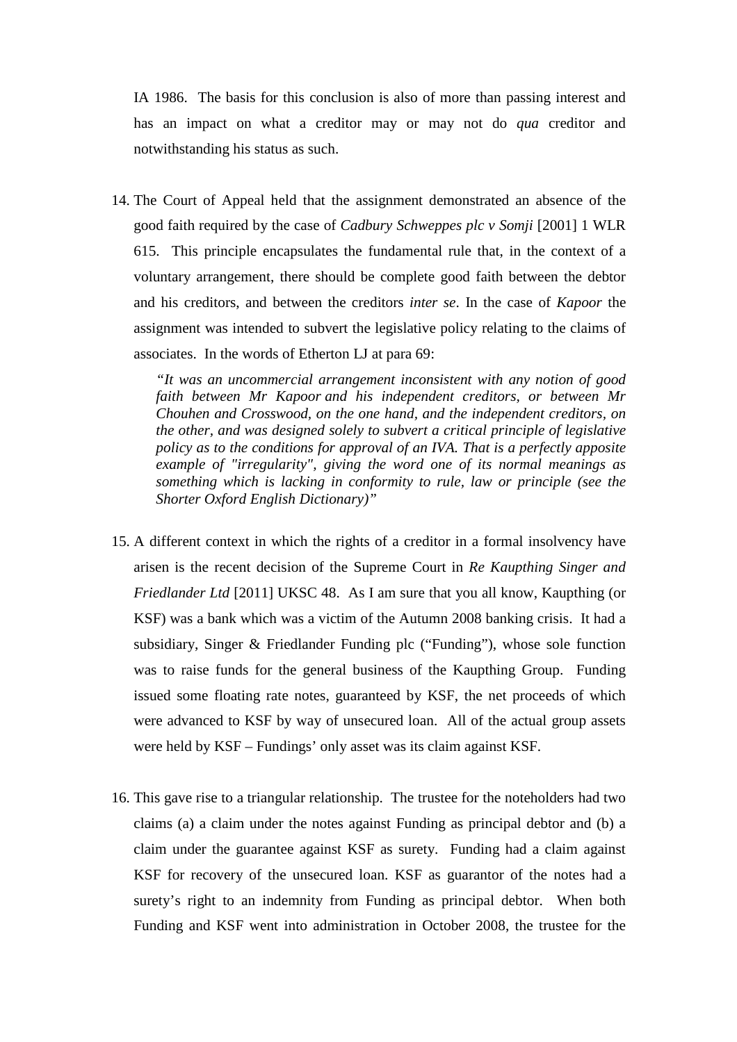IA 1986. The basis for this conclusion is also of more than passing interest and has an impact on what a creditor may or may not do *qua* creditor and notwithstanding his status as such.

14. The Court of Appeal held that the assignment demonstrated an absence of the good faith required by the case of *Cadbury Schweppes plc v Somji* [2001] 1 WLR 615. This principle encapsulates the fundamental rule that, in the context of a voluntary arrangement, there should be complete good faith between the debtor and his creditors, and between the creditors *inter se*. In the case of *Kapoor* the assignment was intended to subvert the legislative policy relating to the claims of associates. In the words of Etherton LJ at para 69:

    > *"It was an uncommercial arrangement inconsistent with any notion of good faith between Mr Kapoor and his independent creditors, or between Mr Chouhen and Crosswood, on the one hand, and the independent creditors, on the other, and was designed solely to subvert a critical principle of legislative policy as to the conditions for approval of an IVA. That is a perfectly apposite example of "irregularity", giving the word one of its normal meanings as something which is lacking in conformity to rule, law or principle (see the Shorter Oxford English Dictionary)"*

15. A different context in which the rights of a creditor in a formal insolvency have arisen is the recent decision of the Supreme Court in *Re Kaupthing Singer and Friedlander Ltd* [2011] UKSC 48. As I am sure that you all know, Kaupthing (or KSF) was a bank which was a victim of the Autumn 2008 banking crisis. It had a subsidiary, Singer & Friedlander Funding plc ("Funding"), whose sole function was to raise funds for the general business of the Kaupthing Group. Funding issued some floating rate notes, guaranteed by KSF, the net proceeds of which were advanced to KSF by way of unsecured loan. All of the actual group assets were held by KSF – Fundings' only asset was its claim against KSF.

16. This gave rise to a triangular relationship. The trustee for the noteholders had two claims (a) a claim under the notes against Funding as principal debtor and (b) a claim under the guarantee against KSF as surety. Funding had a claim against KSF for recovery of the unsecured loan. KSF as guarantor of the notes had a surety's right to an indemnity from Funding as principal debtor. When both Funding and KSF went into administration in October 2008, the trustee for the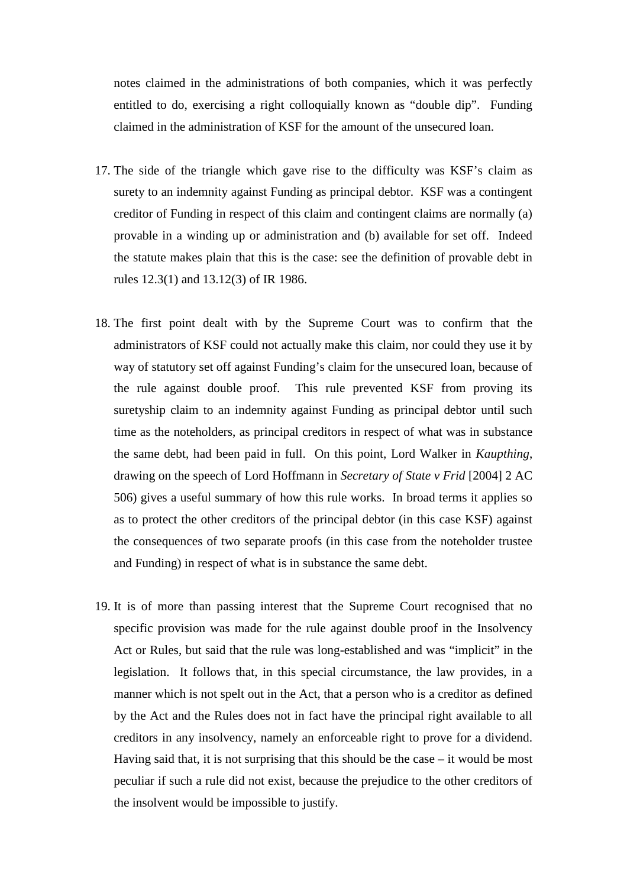notes claimed in the administrations of both companies, which it was perfectly entitled to do, exercising a right colloquially known as "double dip". Funding claimed in the administration of KSF for the amount of the unsecured loan.

17. The side of the triangle which gave rise to the difficulty was KSF's claim as surety to an indemnity against Funding as principal debtor. KSF was a contingent creditor of Funding in respect of this claim and contingent claims are normally (a) provable in a winding up or administration and (b) available for set off. Indeed the statute makes plain that this is the case: see the definition of provable debt in rules 12.3(1) and 13.12(3) of IR 1986.

18. The first point dealt with by the Supreme Court was to confirm that the administrators of KSF could not actually make this claim, nor could they use it by way of statutory set off against Funding's claim for the unsecured loan, because of the rule against double proof. This rule prevented KSF from proving its suretyship claim to an indemnity against Funding as principal debtor until such time as the noteholders, as principal creditors in respect of what was in substance the same debt, had been paid in full. On this point, Lord Walker in *Kaupthing*, drawing on the speech of Lord Hoffmann in *Secretary of State v Frid* [2004] 2 AC 506) gives a useful summary of how this rule works. In broad terms it applies so as to protect the other creditors of the principal debtor (in this case KSF) against the consequences of two separate proofs (in this case from the noteholder trustee and Funding) in respect of what is in substance the same debt.

19. It is of more than passing interest that the Supreme Court recognised that no specific provision was made for the rule against double proof in the Insolvency Act or Rules, but said that the rule was long-established and was "implicit" in the legislation. It follows that, in this special circumstance, the law provides, in a manner which is not spelt out in the Act, that a person who is a creditor as defined by the Act and the Rules does not in fact have the principal right available to all creditors in any insolvency, namely an enforceable right to prove for a dividend. Having said that, it is not surprising that this should be the case – it would be most peculiar if such a rule did not exist, because the prejudice to the other creditors of the insolvent would be impossible to justify.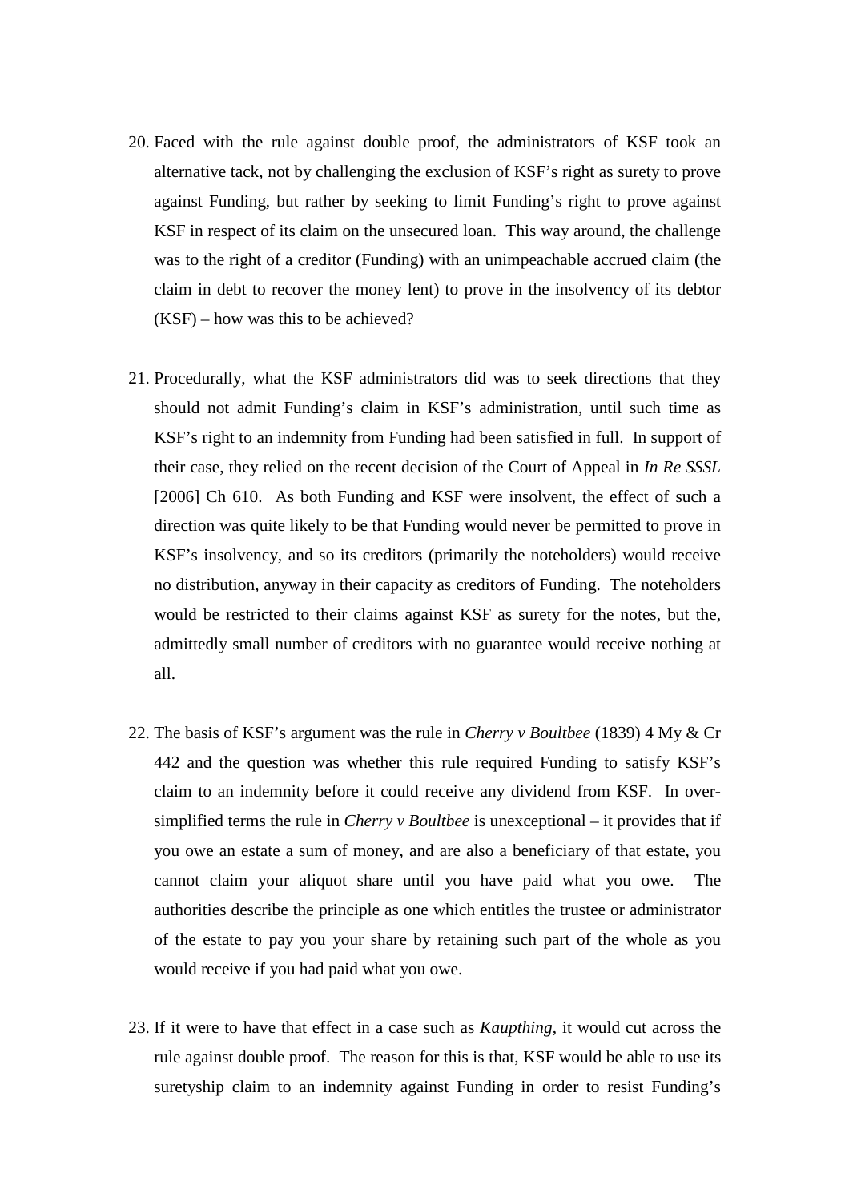20. Faced with the rule against double proof, the administrators of KSF took an alternative tack, not by challenging the exclusion of KSF's right as surety to prove against Funding, but rather by seeking to limit Funding's right to prove against KSF in respect of its claim on the unsecured loan. This way around, the challenge was to the right of a creditor (Funding) with an unimpeachable accrued claim (the claim in debt to recover the money lent) to prove in the insolvency of its debtor (KSF) – how was this to be achieved?

21. Procedurally, what the KSF administrators did was to seek directions that they should not admit Funding's claim in KSF's administration, until such time as KSF's right to an indemnity from Funding had been satisfied in full. In support of their case, they relied on the recent decision of the Court of Appeal in *In Re SSSL* [2006] Ch 610. As both Funding and KSF were insolvent, the effect of such a direction was quite likely to be that Funding would never be permitted to prove in KSF's insolvency, and so its creditors (primarily the noteholders) would receive no distribution, anyway in their capacity as creditors of Funding. The noteholders would be restricted to their claims against KSF as surety for the notes, but the, admittedly small number of creditors with no guarantee would receive nothing at all.

22. The basis of KSF's argument was the rule in *Cherry v Boultbee* (1839) 4 My & Cr 442 and the question was whether this rule required Funding to satisfy KSF's claim to an indemnity before it could receive any dividend from KSF. In over-simplified terms the rule in *Cherry v Boultbee* is unexceptional – it provides that if you owe an estate a sum of money, and are also a beneficiary of that estate, you cannot claim your aliquot share until you have paid what you owe. The authorities describe the principle as one which entitles the trustee or administrator of the estate to pay you your share by retaining such part of the whole as you would receive if you had paid what you owe.

23. If it were to have that effect in a case such as *Kaupthing*, it would cut across the rule against double proof. The reason for this is that, KSF would be able to use its suretyship claim to an indemnity against Funding in order to resist Funding's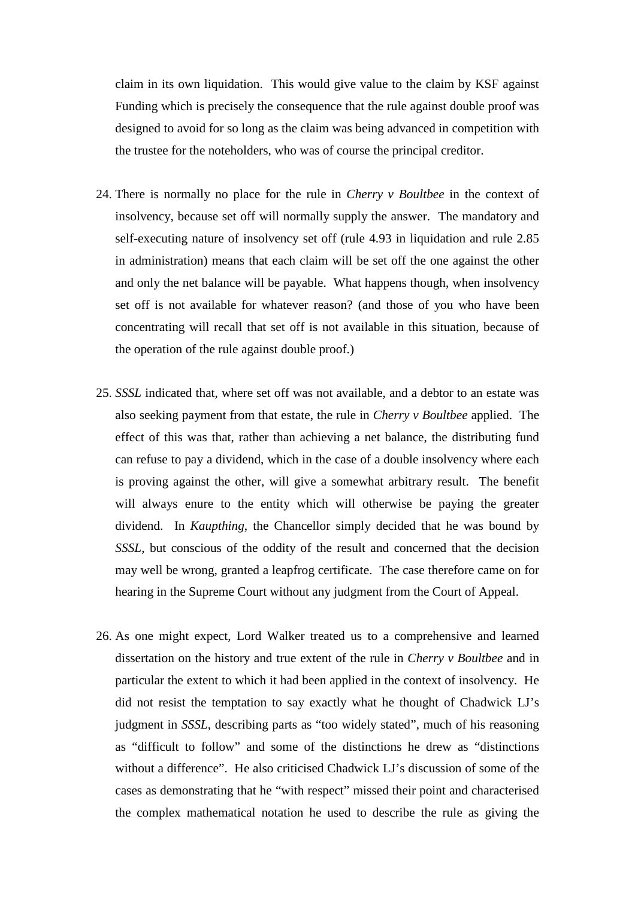claim in its own liquidation. This would give value to the claim by KSF against Funding which is precisely the consequence that the rule against double proof was designed to avoid for so long as the claim was being advanced in competition with the trustee for the noteholders, who was of course the principal creditor.

24. There is normally no place for the rule in *Cherry v Boultbee* in the context of insolvency, because set off will normally supply the answer. The mandatory and self-executing nature of insolvency set off (rule 4.93 in liquidation and rule 2.85 in administration) means that each claim will be set off the one against the other and only the net balance will be payable. What happens though, when insolvency set off is not available for whatever reason? (and those of you who have been concentrating will recall that set off is not available in this situation, because of the operation of the rule against double proof.)

25. *SSSL* indicated that, where set off was not available, and a debtor to an estate was also seeking payment from that estate, the rule in *Cherry v Boultbee* applied. The effect of this was that, rather than achieving a net balance, the distributing fund can refuse to pay a dividend, which in the case of a double insolvency where each is proving against the other, will give a somewhat arbitrary result. The benefit will always enure to the entity which will otherwise be paying the greater dividend. In *Kaupthing*, the Chancellor simply decided that he was bound by *SSSL*, but conscious of the oddity of the result and concerned that the decision may well be wrong, granted a leapfrog certificate. The case therefore came on for hearing in the Supreme Court without any judgment from the Court of Appeal.

26. As one might expect, Lord Walker treated us to a comprehensive and learned dissertation on the history and true extent of the rule in *Cherry v Boultbee* and in particular the extent to which it had been applied in the context of insolvency. He did not resist the temptation to say exactly what he thought of Chadwick LJ's judgment in *SSSL*, describing parts as "too widely stated", much of his reasoning as "difficult to follow" and some of the distinctions he drew as "distinctions without a difference". He also criticised Chadwick LJ's discussion of some of the cases as demonstrating that he "with respect" missed their point and characterised the complex mathematical notation he used to describe the rule as giving the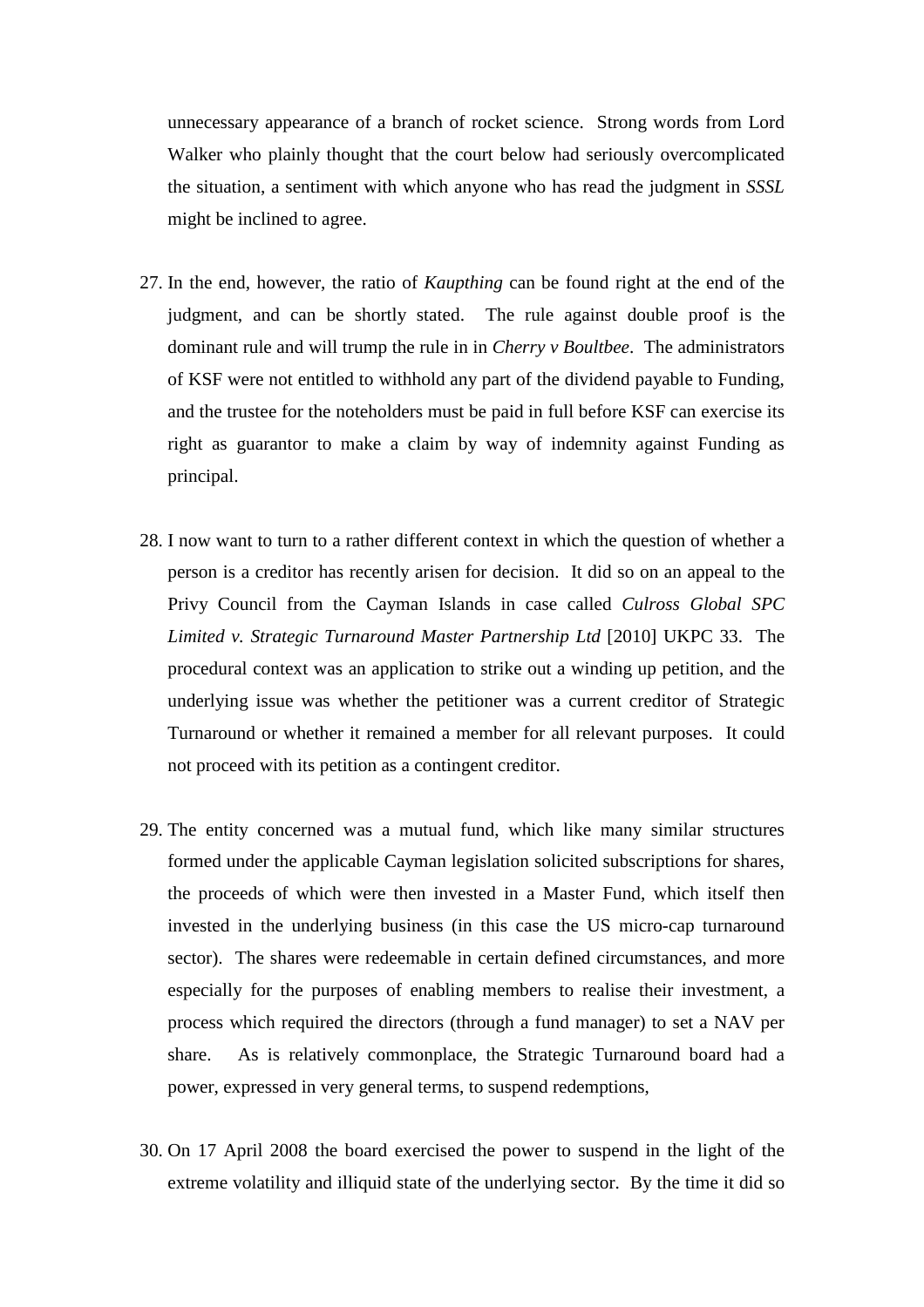unnecessary appearance of a branch of rocket science. Strong words from Lord Walker who plainly thought that the court below had seriously overcomplicated the situation, a sentiment with which anyone who has read the judgment in *SSSL* might be inclined to agree.

27. In the end, however, the ratio of *Kaupthing* can be found right at the end of the judgment, and can be shortly stated. The rule against double proof is the dominant rule and will trump the rule in in *Cherry v Boultbee*. The administrators of KSF were not entitled to withhold any part of the dividend payable to Funding, and the trustee for the noteholders must be paid in full before KSF can exercise its right as guarantor to make a claim by way of indemnity against Funding as principal.

28. I now want to turn to a rather different context in which the question of whether a person is a creditor has recently arisen for decision. It did so on an appeal to the Privy Council from the Cayman Islands in case called *Culross Global SPC Limited v. Strategic Turnaround Master Partnership Ltd* [2010] UKPC 33. The procedural context was an application to strike out a winding up petition, and the underlying issue was whether the petitioner was a current creditor of Strategic Turnaround or whether it remained a member for all relevant purposes. It could not proceed with its petition as a contingent creditor.

29. The entity concerned was a mutual fund, which like many similar structures formed under the applicable Cayman legislation solicited subscriptions for shares, the proceeds of which were then invested in a Master Fund, which itself then invested in the underlying business (in this case the US micro-cap turnaround sector). The shares were redeemable in certain defined circumstances, and more especially for the purposes of enabling members to realise their investment, a process which required the directors (through a fund manager) to set a NAV per share. As is relatively commonplace, the Strategic Turnaround board had a power, expressed in very general terms, to suspend redemptions,

30. On 17 April 2008 the board exercised the power to suspend in the light of the extreme volatility and illiquid state of the underlying sector. By the time it did so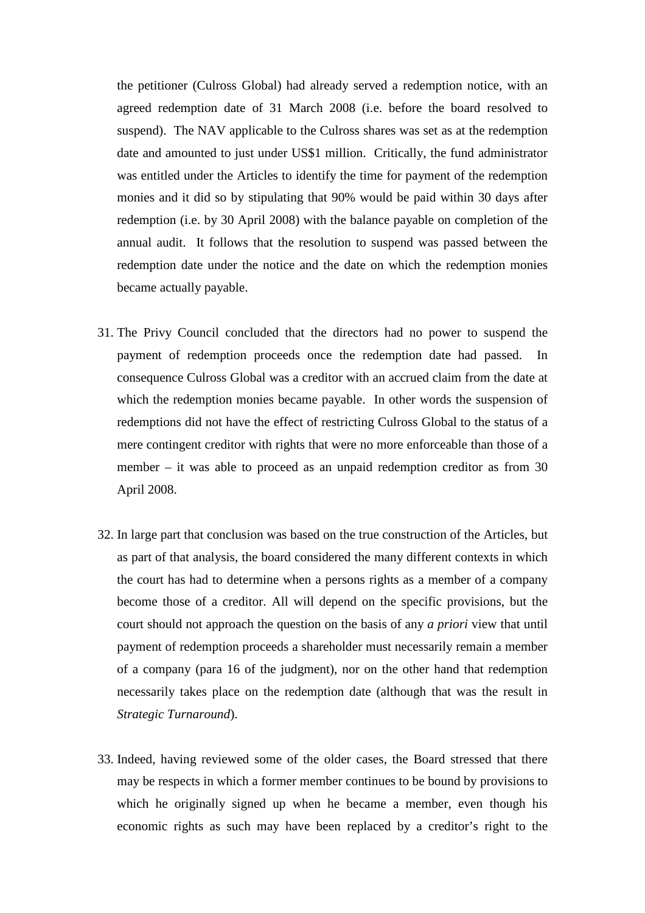the petitioner (Culross Global) had already served a redemption notice, with an agreed redemption date of 31 March 2008 (i.e. before the board resolved to suspend). The NAV applicable to the Culross shares was set as at the redemption date and amounted to just under US$1 million. Critically, the fund administrator was entitled under the Articles to identify the time for payment of the redemption monies and it did so by stipulating that 90% would be paid within 30 days after redemption (i.e. by 30 April 2008) with the balance payable on completion of the annual audit. It follows that the resolution to suspend was passed between the redemption date under the notice and the date on which the redemption monies became actually payable.

31. The Privy Council concluded that the directors had no power to suspend the payment of redemption proceeds once the redemption date had passed. In consequence Culross Global was a creditor with an accrued claim from the date at which the redemption monies became payable. In other words the suspension of redemptions did not have the effect of restricting Culross Global to the status of a mere contingent creditor with rights that were no more enforceable than those of a member – it was able to proceed as an unpaid redemption creditor as from 30 April 2008.

32. In large part that conclusion was based on the true construction of the Articles, but as part of that analysis, the board considered the many different contexts in which the court has had to determine when a persons rights as a member of a company become those of a creditor. All will depend on the specific provisions, but the court should not approach the question on the basis of any *a priori* view that until payment of redemption proceeds a shareholder must necessarily remain a member of a company (para 16 of the judgment), nor on the other hand that redemption necessarily takes place on the redemption date (although that was the result in *Strategic Turnaround*).

33. Indeed, having reviewed some of the older cases, the Board stressed that there may be respects in which a former member continues to be bound by provisions to which he originally signed up when he became a member, even though his economic rights as such may have been replaced by a creditor's right to the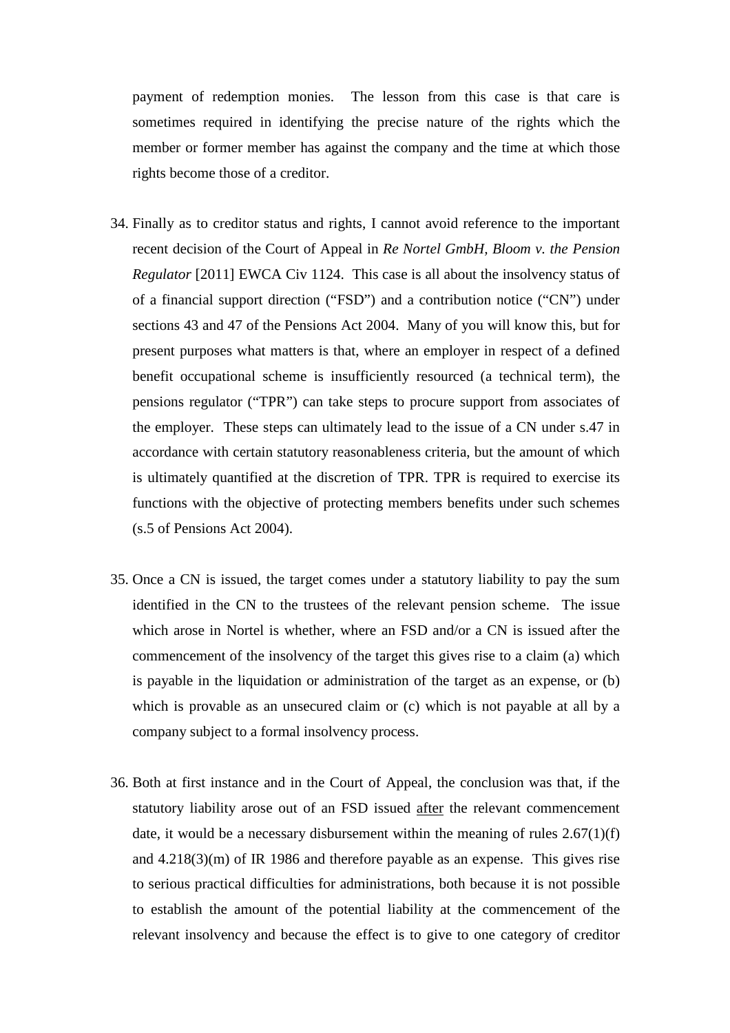payment of redemption monies. The lesson from this case is that care is sometimes required in identifying the precise nature of the rights which the member or former member has against the company and the time at which those rights become those of a creditor.

34. Finally as to creditor status and rights, I cannot avoid reference to the important recent decision of the Court of Appeal in *Re Nortel GmbH, Bloom v. the Pension Regulator* [2011] EWCA Civ 1124. This case is all about the insolvency status of of a financial support direction ("FSD") and a contribution notice ("CN") under sections 43 and 47 of the Pensions Act 2004. Many of you will know this, but for present purposes what matters is that, where an employer in respect of a defined benefit occupational scheme is insufficiently resourced (a technical term), the pensions regulator ("TPR") can take steps to procure support from associates of the employer. These steps can ultimately lead to the issue of a CN under s.47 in accordance with certain statutory reasonableness criteria, but the amount of which is ultimately quantified at the discretion of TPR. TPR is required to exercise its functions with the objective of protecting members benefits under such schemes (s.5 of Pensions Act 2004).

35. Once a CN is issued, the target comes under a statutory liability to pay the sum identified in the CN to the trustees of the relevant pension scheme. The issue which arose in Nortel is whether, where an FSD and/or a CN is issued after the commencement of the insolvency of the target this gives rise to a claim (a) which is payable in the liquidation or administration of the target as an expense, or (b) which is provable as an unsecured claim or (c) which is not payable at all by a company subject to a formal insolvency process.

36. Both at first instance and in the Court of Appeal, the conclusion was that, if the statutory liability arose out of an FSD issued <u>after</u> the relevant commencement date, it would be a necessary disbursement within the meaning of rules 2.67(1)(f) and 4.218(3)(m) of IR 1986 and therefore payable as an expense. This gives rise to serious practical difficulties for administrations, both because it is not possible to establish the amount of the potential liability at the commencement of the relevant insolvency and because the effect is to give to one category of creditor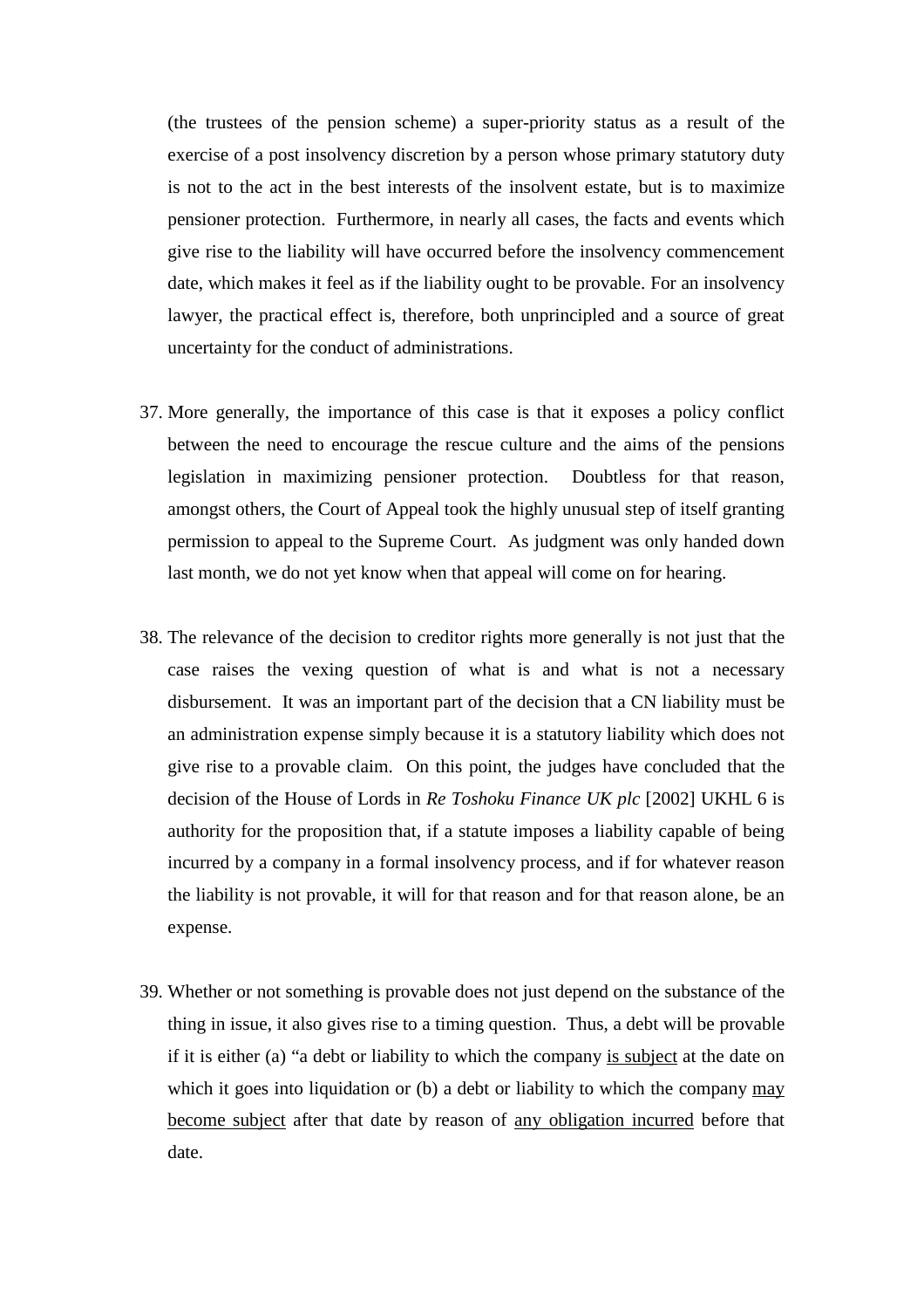(the trustees of the pension scheme) a super-priority status as a result of the exercise of a post insolvency discretion by a person whose primary statutory duty is not to the act in the best interests of the insolvent estate, but is to maximize pensioner protection. Furthermore, in nearly all cases, the facts and events which give rise to the liability will have occurred before the insolvency commencement date, which makes it feel as if the liability ought to be provable. For an insolvency lawyer, the practical effect is, therefore, both unprincipled and a source of great uncertainty for the conduct of administrations.

37. More generally, the importance of this case is that it exposes a policy conflict between the need to encourage the rescue culture and the aims of the pensions legislation in maximizing pensioner protection. Doubtless for that reason, amongst others, the Court of Appeal took the highly unusual step of itself granting permission to appeal to the Supreme Court. As judgment was only handed down last month, we do not yet know when that appeal will come on for hearing.

38. The relevance of the decision to creditor rights more generally is not just that the case raises the vexing question of what is and what is not a necessary disbursement. It was an important part of the decision that a CN liability must be an administration expense simply because it is a statutory liability which does not give rise to a provable claim. On this point, the judges have concluded that the decision of the House of Lords in *Re Toshoku Finance UK plc* [2002] UKHL 6 is authority for the proposition that, if a statute imposes a liability capable of being incurred by a company in a formal insolvency process, and if for whatever reason the liability is not provable, it will for that reason and for that reason alone, be an expense.

39. Whether or not something is provable does not just depend on the substance of the thing in issue, it also gives rise to a timing question. Thus, a debt will be provable if it is either (a) "a debt or liability to which the company <u>is subject</u> at the date on which it goes into liquidation or (b) a debt or liability to which the company <u>may become subject</u> after that date by reason of <u>any obligation incurred</u> before that date.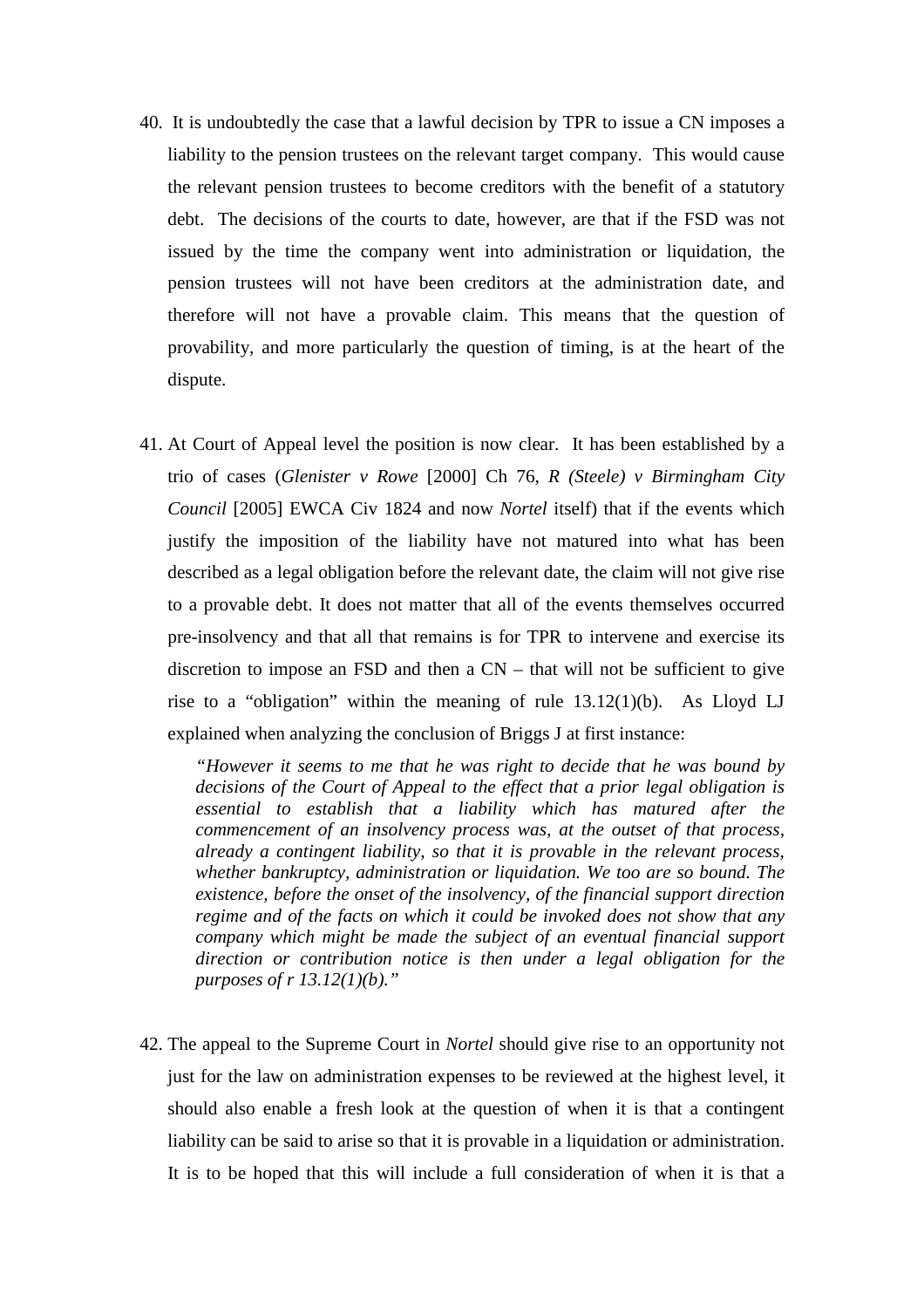40. It is undoubtedly the case that a lawful decision by TPR to issue a CN imposes a liability to the pension trustees on the relevant target company. This would cause the relevant pension trustees to become creditors with the benefit of a statutory debt. The decisions of the courts to date, however, are that if the FSD was not issued by the time the company went into administration or liquidation, the pension trustees will not have been creditors at the administration date, and therefore will not have a provable claim. This means that the question of provability, and more particularly the question of timing, is at the heart of the dispute.

41. At Court of Appeal level the position is now clear. It has been established by a trio of cases (*Glenister v Rowe* [2000] Ch 76, *R (Steele) v Birmingham City Council* [2005] EWCA Civ 1824 and now *Nortel* itself) that if the events which justify the imposition of the liability have not matured into what has been described as a legal obligation before the relevant date, the claim will not give rise to a provable debt. It does not matter that all of the events themselves occurred pre-insolvency and that all that remains is for TPR to intervene and exercise its discretion to impose an FSD and then a CN – that will not be sufficient to give rise to a "obligation" within the meaning of rule 13.12(1)(b). As Lloyd LJ explained when analyzing the conclusion of Briggs J at first instance:

> *"However it seems to me that he was right to decide that he was bound by decisions of the Court of Appeal to the effect that a prior legal obligation is essential to establish that a liability which has matured after the commencement of an insolvency process was, at the outset of that process, already a contingent liability, so that it is provable in the relevant process, whether bankruptcy, administration or liquidation. We too are so bound. The existence, before the onset of the insolvency, of the financial support direction regime and of the facts on which it could be invoked does not show that any company which might be made the subject of an eventual financial support direction or contribution notice is then under a legal obligation for the purposes of r 13.12(1)(b)."*

42. The appeal to the Supreme Court in *Nortel* should give rise to an opportunity not just for the law on administration expenses to be reviewed at the highest level, it should also enable a fresh look at the question of when it is that a contingent liability can be said to arise so that it is provable in a liquidation or administration. It is to be hoped that this will include a full consideration of when it is that a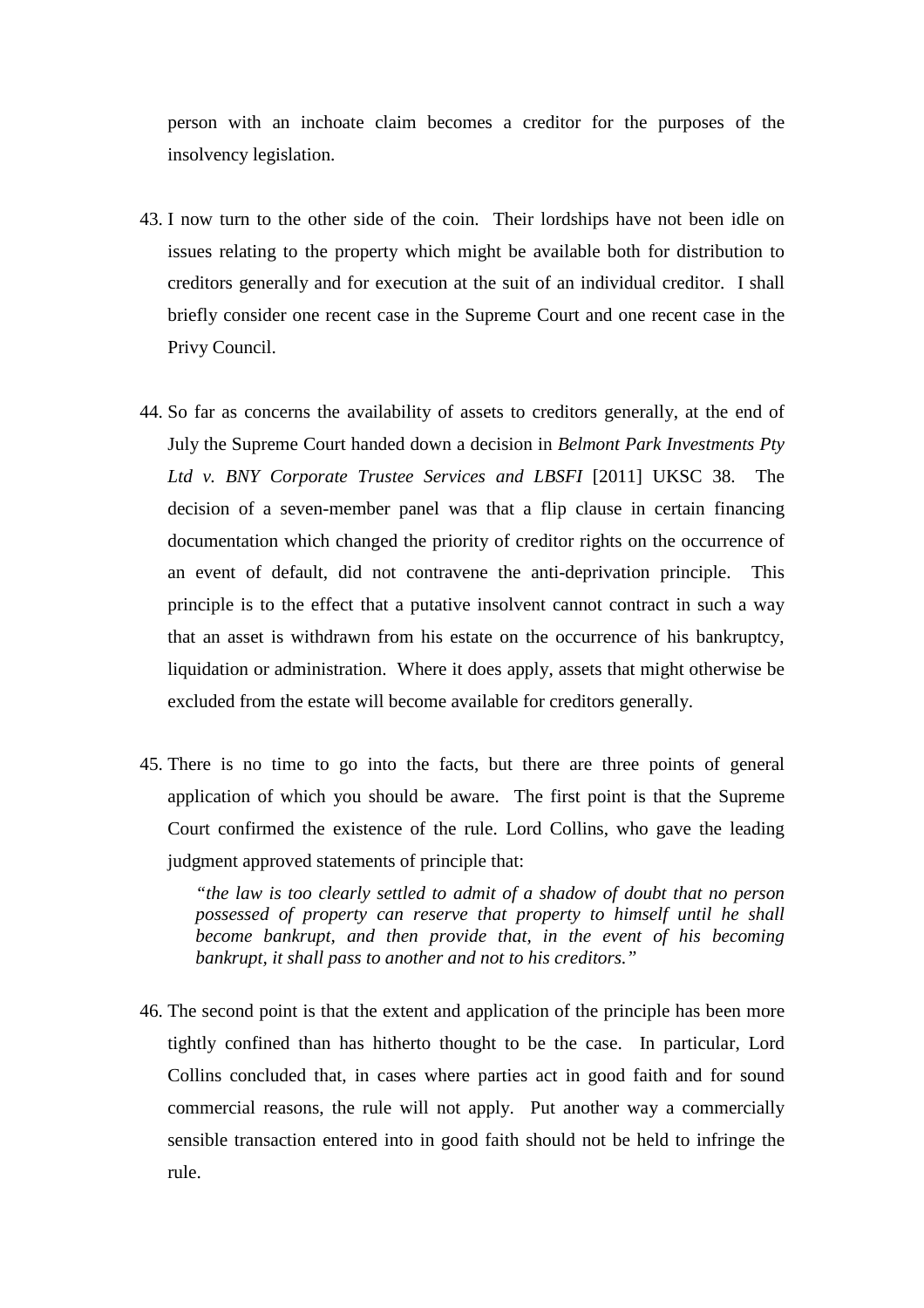person with an inchoate claim becomes a creditor for the purposes of the insolvency legislation.

43. I now turn to the other side of the coin. Their lordships have not been idle on issues relating to the property which might be available both for distribution to creditors generally and for execution at the suit of an individual creditor. I shall briefly consider one recent case in the Supreme Court and one recent case in the Privy Council.

44. So far as concerns the availability of assets to creditors generally, at the end of July the Supreme Court handed down a decision in *Belmont Park Investments Pty Ltd v. BNY Corporate Trustee Services and LBSFI* [2011] UKSC 38. The decision of a seven-member panel was that a flip clause in certain financing documentation which changed the priority of creditor rights on the occurrence of an event of default, did not contravene the anti-deprivation principle. This principle is to the effect that a putative insolvent cannot contract in such a way that an asset is withdrawn from his estate on the occurrence of his bankruptcy, liquidation or administration. Where it does apply, assets that might otherwise be excluded from the estate will become available for creditors generally.

45. There is no time to go into the facts, but there are three points of general application of which you should be aware. The first point is that the Supreme Court confirmed the existence of the rule. Lord Collins, who gave the leading judgment approved statements of principle that:

    > *"the law is too clearly settled to admit of a shadow of doubt that no person possessed of property can reserve that property to himself until he shall become bankrupt, and then provide that, in the event of his becoming bankrupt, it shall pass to another and not to his creditors."*

46. The second point is that the extent and application of the principle has been more tightly confined than has hitherto thought to be the case. In particular, Lord Collins concluded that, in cases where parties act in good faith and for sound commercial reasons, the rule will not apply. Put another way a commercially sensible transaction entered into in good faith should not be held to infringe the rule.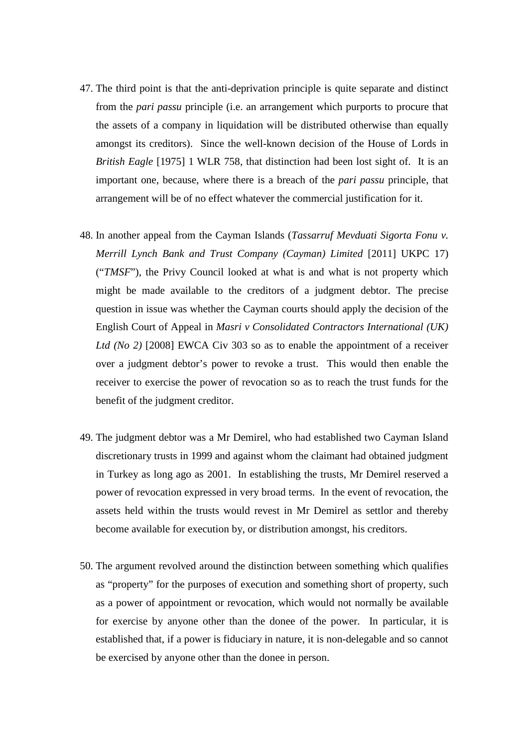47. The third point is that the anti-deprivation principle is quite separate and distinct from the *pari passu* principle (i.e. an arrangement which purports to procure that the assets of a company in liquidation will be distributed otherwise than equally amongst its creditors). Since the well-known decision of the House of Lords in *British Eagle* [1975] 1 WLR 758, that distinction had been lost sight of. It is an important one, because, where there is a breach of the *pari passu* principle, that arrangement will be of no effect whatever the commercial justification for it.

48. In another appeal from the Cayman Islands (*Tassarruf Mevduati Sigorta Fonu v. Merrill Lynch Bank and Trust Company (Cayman) Limited* [2011] UKPC 17) ("*TMSF*"), the Privy Council looked at what is and what is not property which might be made available to the creditors of a judgment debtor. The precise question in issue was whether the Cayman courts should apply the decision of the English Court of Appeal in *Masri v Consolidated Contractors International (UK) Ltd (No 2)* [2008] EWCA Civ 303 so as to enable the appointment of a receiver over a judgment debtor's power to revoke a trust. This would then enable the receiver to exercise the power of revocation so as to reach the trust funds for the benefit of the judgment creditor.

49. The judgment debtor was a Mr Demirel, who had established two Cayman Island discretionary trusts in 1999 and against whom the claimant had obtained judgment in Turkey as long ago as 2001. In establishing the trusts, Mr Demirel reserved a power of revocation expressed in very broad terms. In the event of revocation, the assets held within the trusts would revest in Mr Demirel as settlor and thereby become available for execution by, or distribution amongst, his creditors.

50. The argument revolved around the distinction between something which qualifies as "property" for the purposes of execution and something short of property, such as a power of appointment or revocation, which would not normally be available for exercise by anyone other than the donee of the power. In particular, it is established that, if a power is fiduciary in nature, it is non-delegable and so cannot be exercised by anyone other than the donee in person.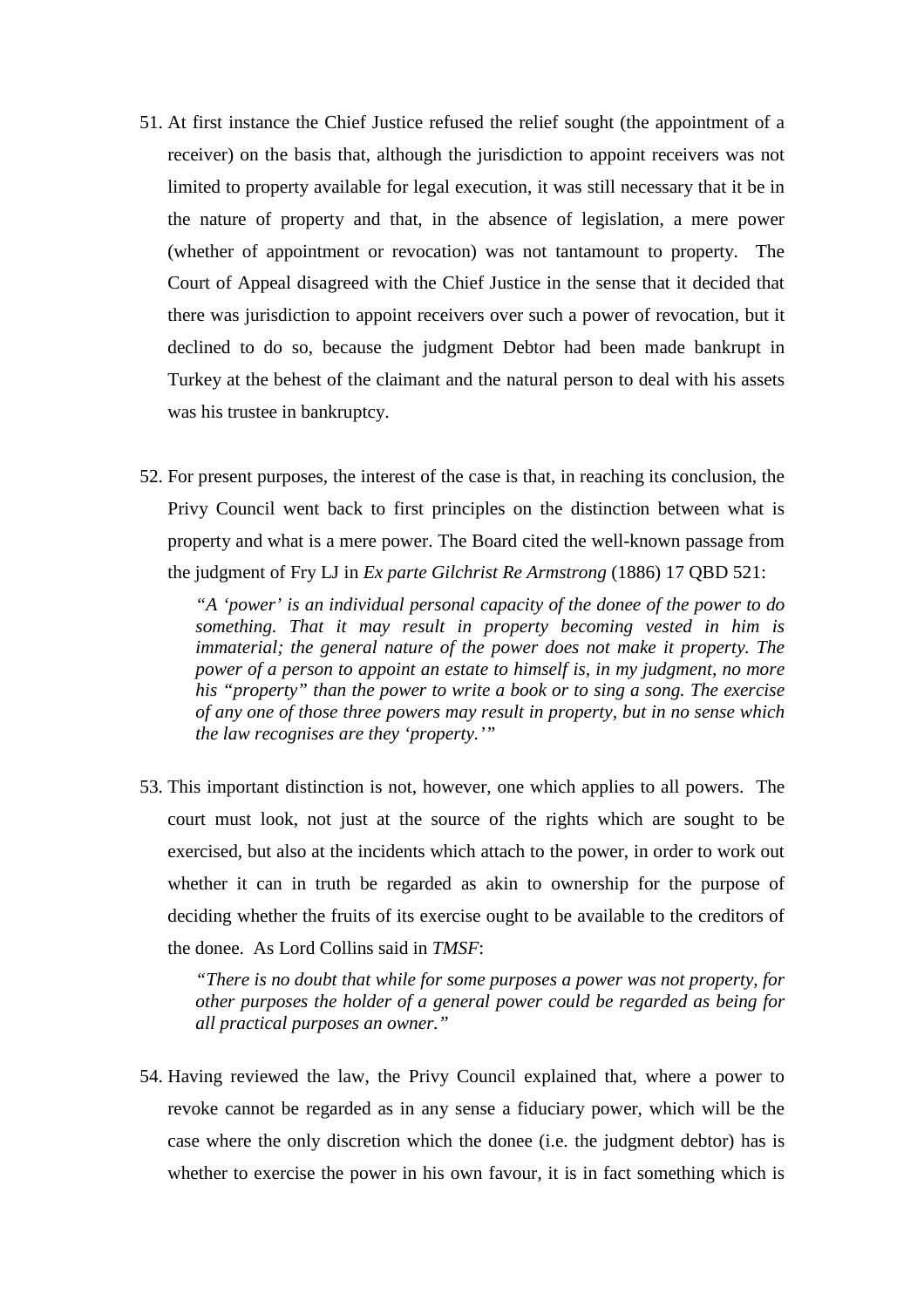51. At first instance the Chief Justice refused the relief sought (the appointment of a receiver) on the basis that, although the jurisdiction to appoint receivers was not limited to property available for legal execution, it was still necessary that it be in the nature of property and that, in the absence of legislation, a mere power (whether of appointment or revocation) was not tantamount to property. The Court of Appeal disagreed with the Chief Justice in the sense that it decided that there was jurisdiction to appoint receivers over such a power of revocation, but it declined to do so, because the judgment Debtor had been made bankrupt in Turkey at the behest of the claimant and the natural person to deal with his assets was his trustee in bankruptcy.

52. For present purposes, the interest of the case is that, in reaching its conclusion, the Privy Council went back to first principles on the distinction between what is property and what is a mere power. The Board cited the well-known passage from the judgment of Fry LJ in *Ex parte Gilchrist Re Armstrong* (1886) 17 QBD 521:

    > *"A 'power' is an individual personal capacity of the donee of the power to do something. That it may result in property becoming vested in him is immaterial; the general nature of the power does not make it property. The power of a person to appoint an estate to himself is, in my judgment, no more his "property" than the power to write a book or to sing a song. The exercise of any one of those three powers may result in property, but in no sense which the law recognises are they 'property.'"*

53. This important distinction is not, however, one which applies to all powers. The court must look, not just at the source of the rights which are sought to be exercised, but also at the incidents which attach to the power, in order to work out whether it can in truth be regarded as akin to ownership for the purpose of deciding whether the fruits of its exercise ought to be available to the creditors of the donee. As Lord Collins said in *TMSF*:

    > *"There is no doubt that while for some purposes a power was not property, for other purposes the holder of a general power could be regarded as being for all practical purposes an owner."*

54. Having reviewed the law, the Privy Council explained that, where a power to revoke cannot be regarded as in any sense a fiduciary power, which will be the case where the only discretion which the donee (i.e. the judgment debtor) has is whether to exercise the power in his own favour, it is in fact something which is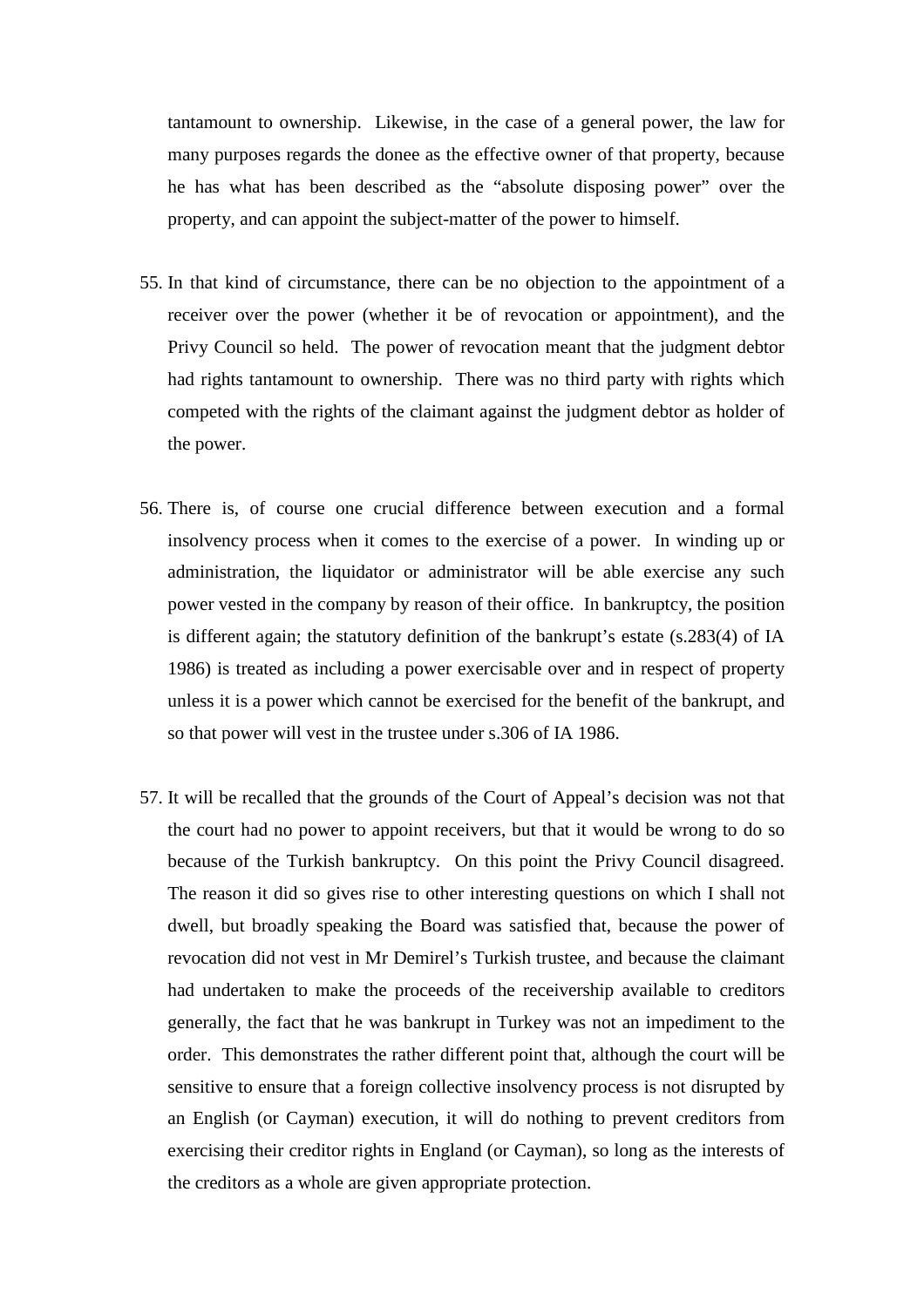tantamount to ownership. Likewise, in the case of a general power, the law for many purposes regards the donee as the effective owner of that property, because he has what has been described as the "absolute disposing power" over the property, and can appoint the subject-matter of the power to himself.

55. In that kind of circumstance, there can be no objection to the appointment of a receiver over the power (whether it be of revocation or appointment), and the Privy Council so held. The power of revocation meant that the judgment debtor had rights tantamount to ownership. There was no third party with rights which competed with the rights of the claimant against the judgment debtor as holder of the power.

56. There is, of course one crucial difference between execution and a formal insolvency process when it comes to the exercise of a power. In winding up or administration, the liquidator or administrator will be able exercise any such power vested in the company by reason of their office. In bankruptcy, the position is different again; the statutory definition of the bankrupt's estate (s.283(4) of IA 1986) is treated as including a power exercisable over and in respect of property unless it is a power which cannot be exercised for the benefit of the bankrupt, and so that power will vest in the trustee under s.306 of IA 1986.

57. It will be recalled that the grounds of the Court of Appeal's decision was not that the court had no power to appoint receivers, but that it would be wrong to do so because of the Turkish bankruptcy. On this point the Privy Council disagreed. The reason it did so gives rise to other interesting questions on which I shall not dwell, but broadly speaking the Board was satisfied that, because the power of revocation did not vest in Mr Demirel's Turkish trustee, and because the claimant had undertaken to make the proceeds of the receivership available to creditors generally, the fact that he was bankrupt in Turkey was not an impediment to the order. This demonstrates the rather different point that, although the court will be sensitive to ensure that a foreign collective insolvency process is not disrupted by an English (or Cayman) execution, it will do nothing to prevent creditors from exercising their creditor rights in England (or Cayman), so long as the interests of the creditors as a whole are given appropriate protection.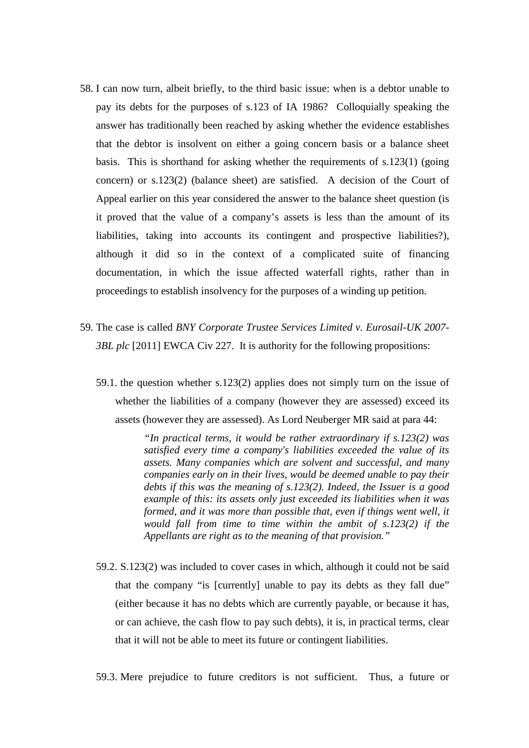58. I can now turn, albeit briefly, to the third basic issue: when is a debtor unable to pay its debts for the purposes of s.123 of IA 1986? Colloquially speaking the answer has traditionally been reached by asking whether the evidence establishes that the debtor is insolvent on either a going concern basis or a balance sheet basis. This is shorthand for asking whether the requirements of s.123(1) (going concern) or s.123(2) (balance sheet) are satisfied. A decision of the Court of Appeal earlier on this year considered the answer to the balance sheet question (is it proved that the value of a company's assets is less than the amount of its liabilities, taking into accounts its contingent and prospective liabilities?), although it did so in the context of a complicated suite of financing documentation, in which the issue affected waterfall rights, rather than in proceedings to establish insolvency for the purposes of a winding up petition.

59. The case is called *BNY Corporate Trustee Services Limited v. Eurosail-UK 2007-3BL plc* [2011] EWCA Civ 227. It is authority for the following propositions:

    59.1. the question whether s.123(2) applies does not simply turn on the issue of whether the liabilities of a company (however they are assessed) exceed its assets (however they are assessed). As Lord Neuberger MR said at para 44:

    > *"In practical terms, it would be rather extraordinary if s.123(2) was satisfied every time a company's liabilities exceeded the value of its assets. Many companies which are solvent and successful, and many companies early on in their lives, would be deemed unable to pay their debts if this was the meaning of s.123(2). Indeed, the Issuer is a good example of this: its assets only just exceeded its liabilities when it was formed, and it was more than possible that, even if things went well, it would fall from time to time within the ambit of s.123(2) if the Appellants are right as to the meaning of that provision."*

    59.2. S.123(2) was included to cover cases in which, although it could not be said that the company "is [currently] unable to pay its debts as they fall due" (either because it has no debts which are currently payable, or because it has, or can achieve, the cash flow to pay such debts), it is, in practical terms, clear that it will not be able to meet its future or contingent liabilities.

    59.3. Mere prejudice to future creditors is not sufficient. Thus, a future or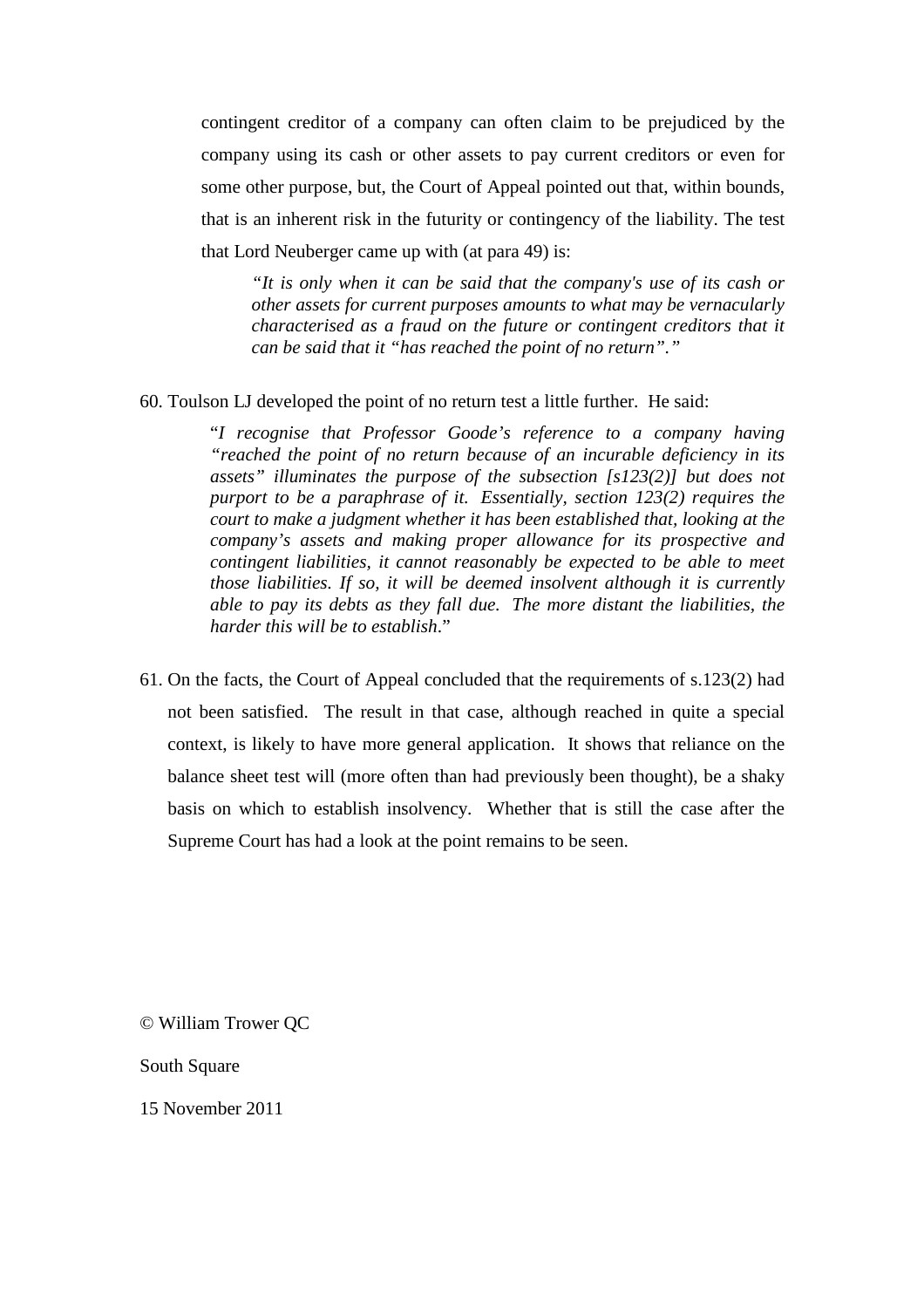contingent creditor of a company can often claim to be prejudiced by the company using its cash or other assets to pay current creditors or even for some other purpose, but, the Court of Appeal pointed out that, within bounds, that is an inherent risk in the futurity or contingency of the liability. The test that Lord Neuberger came up with (at para 49) is:

> *"It is only when it can be said that the company's use of its cash or other assets for current purposes amounts to what may be vernacularly characterised as a fraud on the future or contingent creditors that it can be said that it "has reached the point of no return"."*

60. Toulson LJ developed the point of no return test a little further. He said:

> "*I recognise that Professor Goode's reference to a company having "reached the point of no return because of an incurable deficiency in its assets" illuminates the purpose of the subsection [s123(2)] but does not purport to be a paraphrase of it. Essentially, section 123(2) requires the court to make a judgment whether it has been established that, looking at the company's assets and making proper allowance for its prospective and contingent liabilities, it cannot reasonably be expected to be able to meet those liabilities. If so, it will be deemed insolvent although it is currently able to pay its debts as they fall due. The more distant the liabilities, the harder this will be to establish*."

61. On the facts, the Court of Appeal concluded that the requirements of s.123(2) had not been satisfied. The result in that case, although reached in quite a special context, is likely to have more general application. It shows that reliance on the balance sheet test will (more often than had previously been thought), be a shaky basis on which to establish insolvency. Whether that is still the case after the Supreme Court has had a look at the point remains to be seen.

© William Trower QC

South Square

15 November 2011